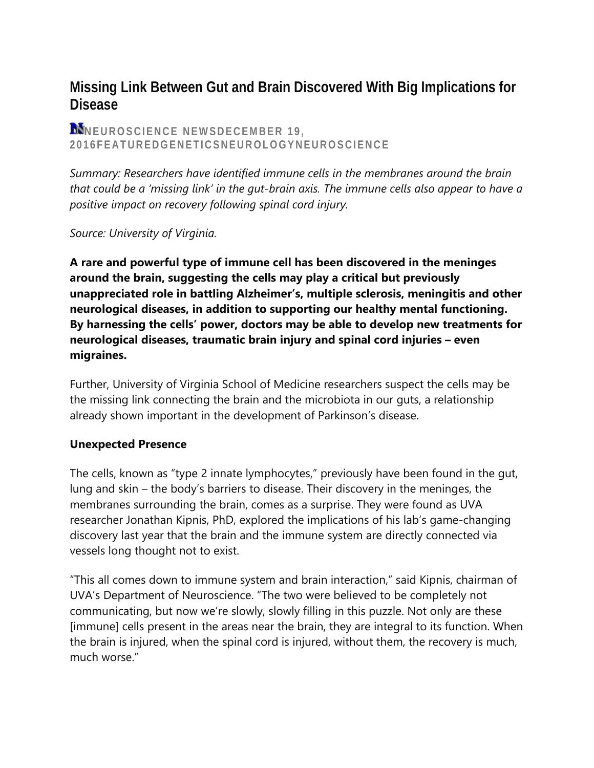# Missing Link Between Gut and Brain Discovered With Big Implications for Disease

NEUROSCIENCE NEWSDECEMBER 19, 2016FEATUREDGENETICSNEUROLOGYNEUROSCIENCE

*Summary: Researchers have identified immune cells in the membranes around the brain that could be a 'missing link' in the gut-brain axis. The immune cells also appear to have a positive impact on recovery following spinal cord injury.*

*Source: University of Virginia.*

**A rare and powerful type of immune cell has been discovered in the meninges around the brain, suggesting the cells may play a critical but previously unappreciated role in battling Alzheimer's, multiple sclerosis, meningitis and other neurological diseases, in addition to supporting our healthy mental functioning. By harnessing the cells' power, doctors may be able to develop new treatments for neurological diseases, traumatic brain injury and spinal cord injuries – even migraines.**

Further, University of Virginia School of Medicine researchers suspect the cells may be the missing link connecting the brain and the microbiota in our guts, a relationship already shown important in the development of Parkinson's disease.

**Unexpected Presence**

The cells, known as "type 2 innate lymphocytes," previously have been found in the gut, lung and skin – the body's barriers to disease. Their discovery in the meninges, the membranes surrounding the brain, comes as a surprise. They were found as UVA researcher Jonathan Kipnis, PhD, explored the implications of his lab's game-changing discovery last year that the brain and the immune system are directly connected via vessels long thought not to exist.

"This all comes down to immune system and brain interaction," said Kipnis, chairman of UVA's Department of Neuroscience. "The two were believed to be completely not communicating, but now we're slowly, slowly filling in this puzzle. Not only are these [immune] cells present in the areas near the brain, they are integral to its function. When the brain is injured, when the spinal cord is injured, without them, the recovery is much, much worse."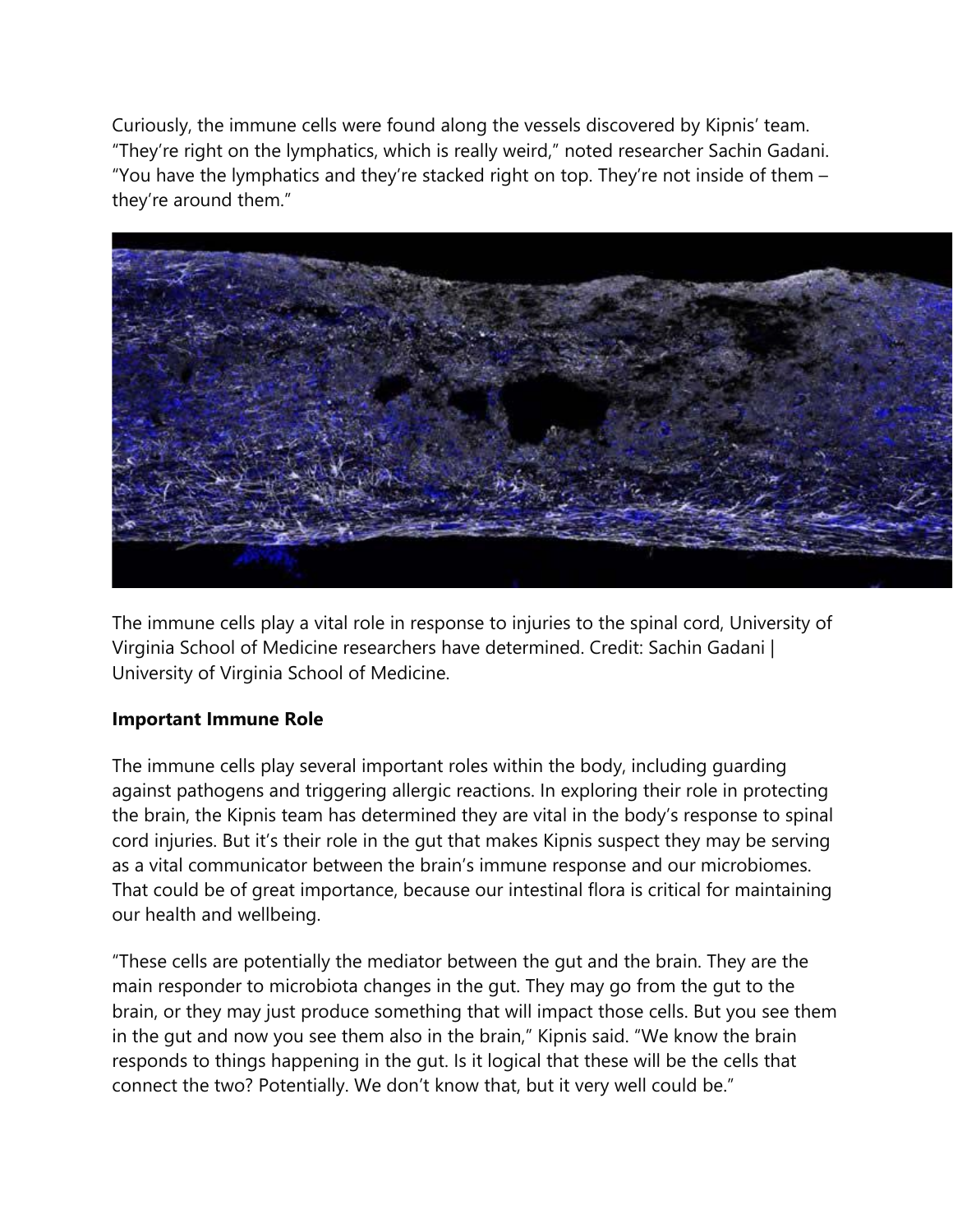Curiously, the immune cells were found along the vessels discovered by Kipnis' team. "They're right on the lymphatics, which is really weird," noted researcher Sachin Gadani. "You have the lymphatics and they're stacked right on top. They're not inside of them – they're around them."

The immune cells play a vital role in response to injuries to the spinal cord, University of Virginia School of Medicine researchers have determined. Credit: Sachin Gadani | University of Virginia School of Medicine.

**Important Immune Role**

The immune cells play several important roles within the body, including guarding against pathogens and triggering allergic reactions. In exploring their role in protecting the brain, the Kipnis team has determined they are vital in the body's response to spinal cord injuries. But it's their role in the gut that makes Kipnis suspect they may be serving as a vital communicator between the brain's immune response and our microbiomes. That could be of great importance, because our intestinal flora is critical for maintaining our health and wellbeing.

"These cells are potentially the mediator between the gut and the brain. They are the main responder to microbiota changes in the gut. They may go from the gut to the brain, or they may just produce something that will impact those cells. But you see them in the gut and now you see them also in the brain," Kipnis said. "We know the brain responds to things happening in the gut. Is it logical that these will be the cells that connect the two? Potentially. We don't know that, but it very well could be."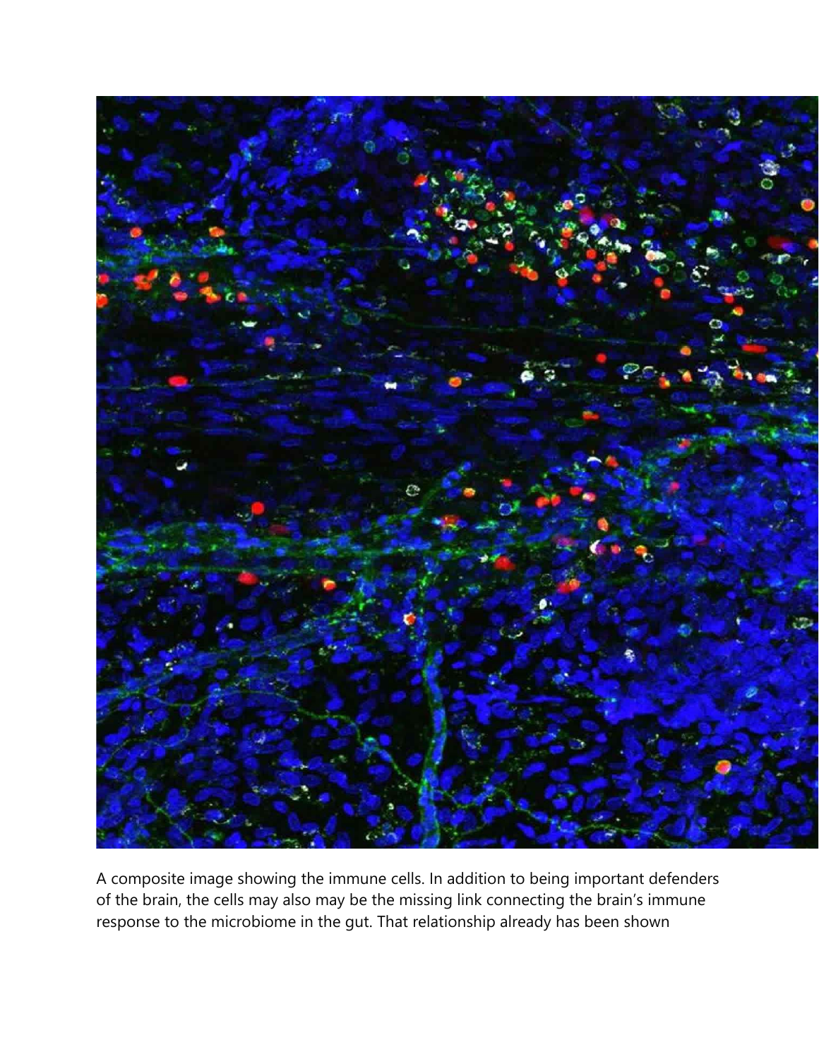A composite image showing the immune cells. In addition to being important defenders of the brain, the cells may also may be the missing link connecting the brain's immune response to the microbiome in the gut. That relationship already has been shown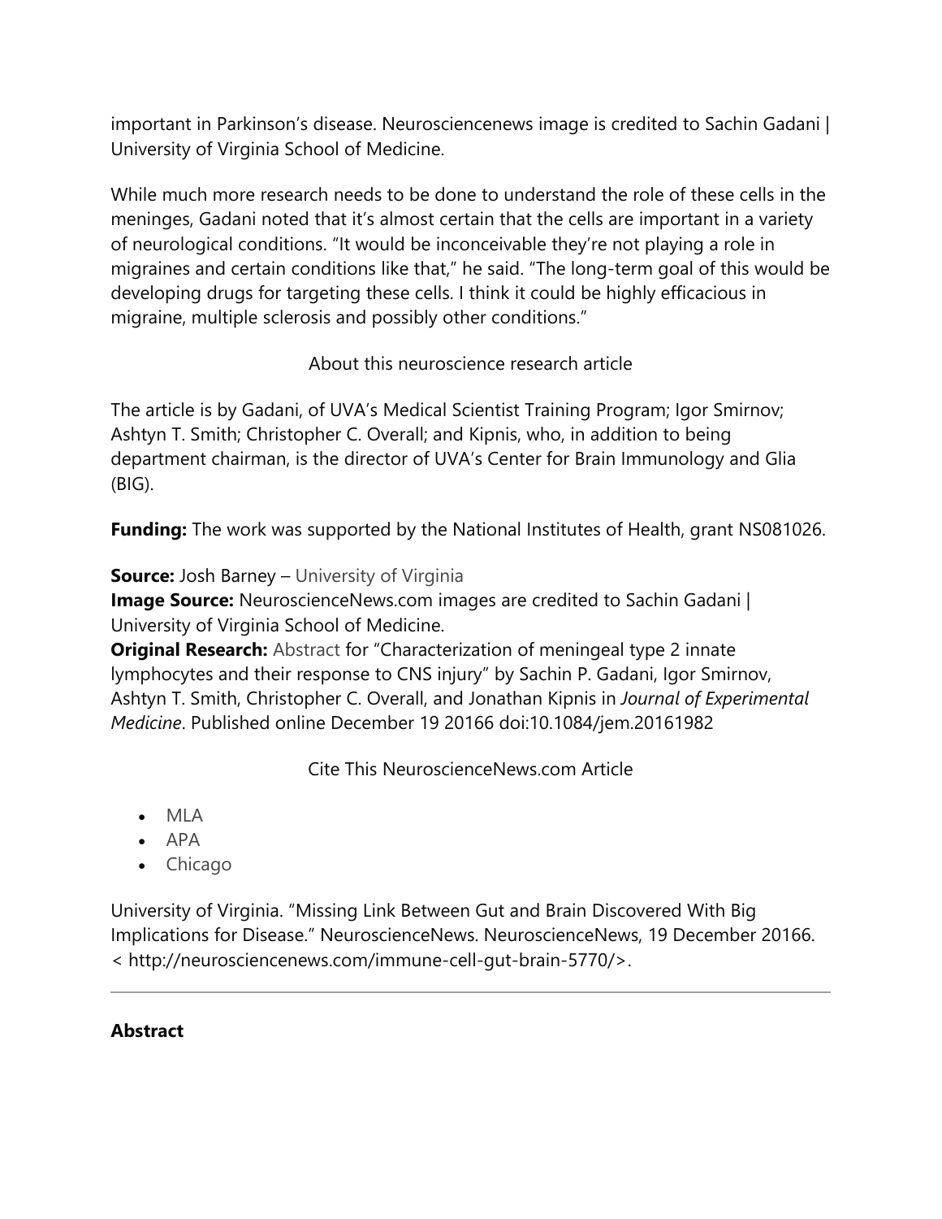important in Parkinson's disease. Neurosciencenews image is credited to Sachin Gadani | University of Virginia School of Medicine.

While much more research needs to be done to understand the role of these cells in the meninges, Gadani noted that it's almost certain that the cells are important in a variety of neurological conditions. "It would be inconceivable they're not playing a role in migraines and certain conditions like that," he said. "The long-term goal of this would be developing drugs for targeting these cells. I think it could be highly efficacious in migraine, multiple sclerosis and possibly other conditions."

About this neuroscience research article

The article is by Gadani, of UVA's Medical Scientist Training Program; Igor Smirnov; Ashtyn T. Smith; Christopher C. Overall; and Kipnis, who, in addition to being department chairman, is the director of UVA's Center for Brain Immunology and Glia (BIG).

**Funding:** The work was supported by the National Institutes of Health, grant NS081026.

**Source:** Josh Barney – University of Virginia
**Image Source:** NeuroscienceNews.com images are credited to Sachin Gadani | University of Virginia School of Medicine.
**Original Research:** Abstract for "Characterization of meningeal type 2 innate lymphocytes and their response to CNS injury" by Sachin P. Gadani, Igor Smirnov, Ashtyn T. Smith, Christopher C. Overall, and Jonathan Kipnis in *Journal of Experimental Medicine*. Published online December 19 20166 doi:10.1084/jem.20161982

Cite This NeuroscienceNews.com Article

- MLA
- APA
- Chicago

University of Virginia. "Missing Link Between Gut and Brain Discovered With Big Implications for Disease." NeuroscienceNews. NeuroscienceNews, 19 December 20166. < http://neurosciencenews.com/immune-cell-gut-brain-5770/>.

---

**Abstract**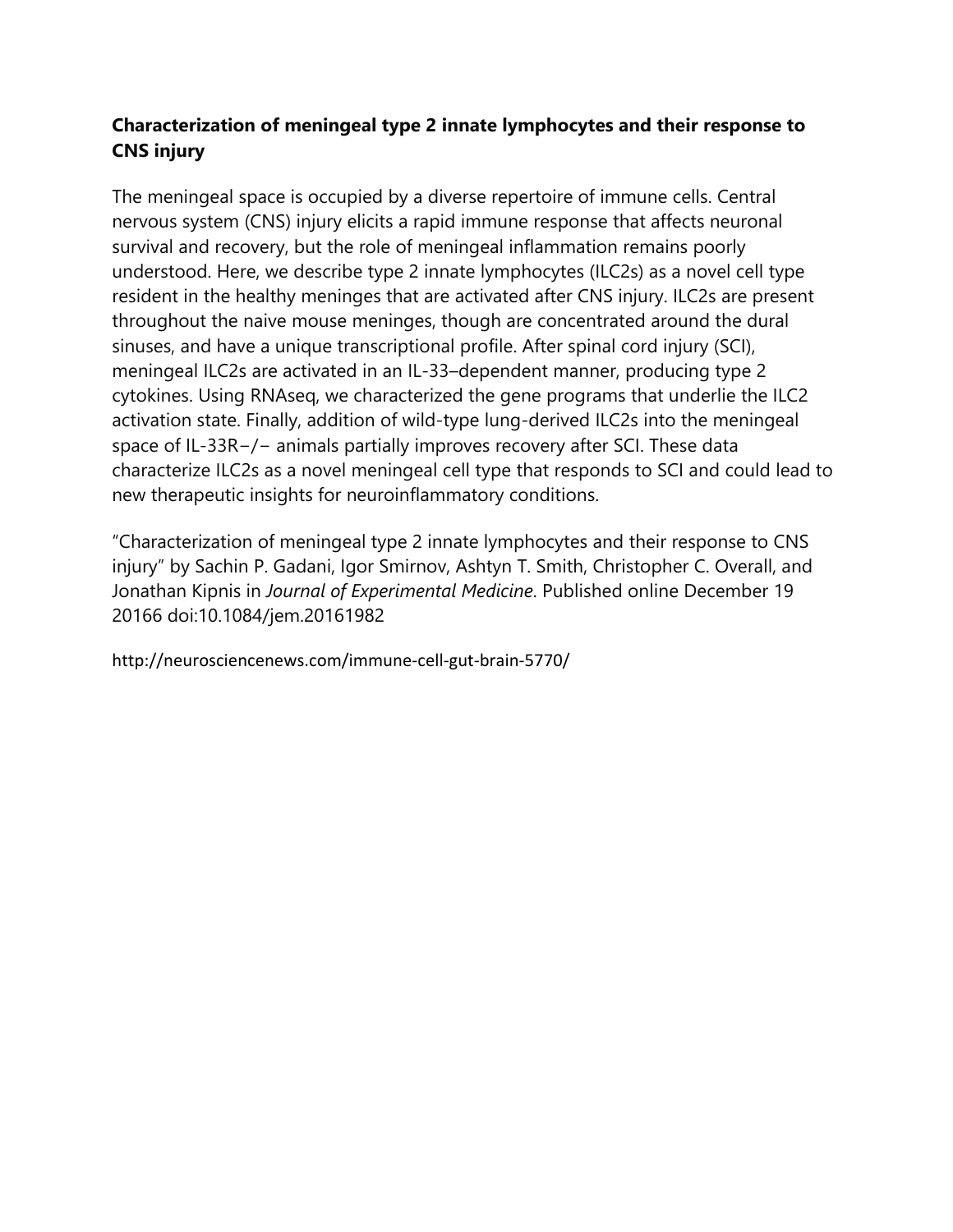**Characterization of meningeal type 2 innate lymphocytes and their response to CNS injury**

The meningeal space is occupied by a diverse repertoire of immune cells. Central nervous system (CNS) injury elicits a rapid immune response that affects neuronal survival and recovery, but the role of meningeal inflammation remains poorly understood. Here, we describe type 2 innate lymphocytes (ILC2s) as a novel cell type resident in the healthy meninges that are activated after CNS injury. ILC2s are present throughout the naive mouse meninges, though are concentrated around the dural sinuses, and have a unique transcriptional profile. After spinal cord injury (SCI), meningeal ILC2s are activated in an IL-33–dependent manner, producing type 2 cytokines. Using RNAseq, we characterized the gene programs that underlie the ILC2 activation state. Finally, addition of wild-type lung-derived ILC2s into the meningeal space of IL-33R−/− animals partially improves recovery after SCI. These data characterize ILC2s as a novel meningeal cell type that responds to SCI and could lead to new therapeutic insights for neuroinflammatory conditions.

"Characterization of meningeal type 2 innate lymphocytes and their response to CNS injury" by Sachin P. Gadani, Igor Smirnov, Ashtyn T. Smith, Christopher C. Overall, and Jonathan Kipnis in *Journal of Experimental Medicine*. Published online December 19 20166 doi:10.1084/jem.20161982

http://neurosciencenews.com/immune-cell-gut-brain-5770/